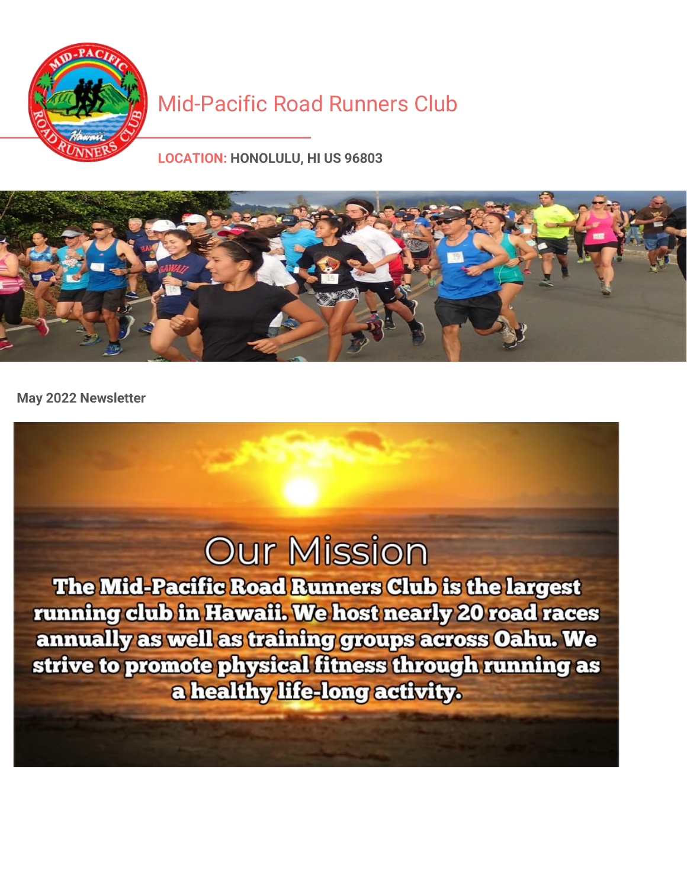# Mid-Pacific Road Runners Club

**LOCATION:** **HONOLULU, HI US 96803**

**May 2022 Newsletter**

## Our Mission

**The Mid-Pacific Road Runners Club is the largest running club in Hawaii. We host nearly 20 road races annually as well as training groups across Oahu. We strive to promote physical fitness through running as a healthy life-long activity.**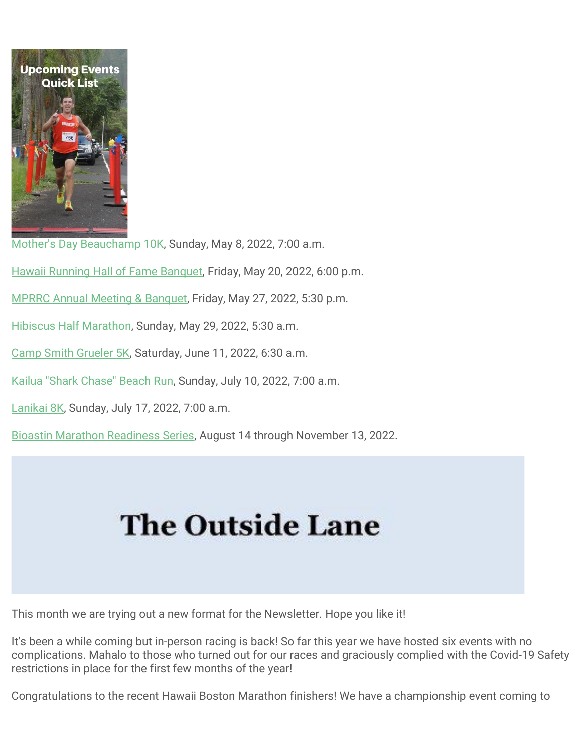Upcoming Events Quick List

Mother's Day Beauchamp 10K, Sunday, May 8, 2022, 7:00 a.m.

Hawaii Running Hall of Fame Banquet, Friday, May 20, 2022, 6:00 p.m.

MPRRC Annual Meeting & Banquet, Friday, May 27, 2022, 5:30 p.m.

Hibiscus Half Marathon, Sunday, May 29, 2022, 5:30 a.m.

Camp Smith Grueler 5K, Saturday, June 11, 2022, 6:30 a.m.

Kailua "Shark Chase" Beach Run, Sunday, July 10, 2022, 7:00 a.m.

Lanikai 8K, Sunday, July 17, 2022, 7:00 a.m.

Bioastin Marathon Readiness Series, August 14 through November 13, 2022.

# The Outside Lane

This month we are trying out a new format for the Newsletter. Hope you like it!

It's been a while coming but in-person racing is back! So far this year we have hosted six events with no complications. Mahalo to those who turned out for our races and graciously complied with the Covid-19 Safety restrictions in place for the first few months of the year!

Congratulations to the recent Hawaii Boston Marathon finishers! We have a championship event coming to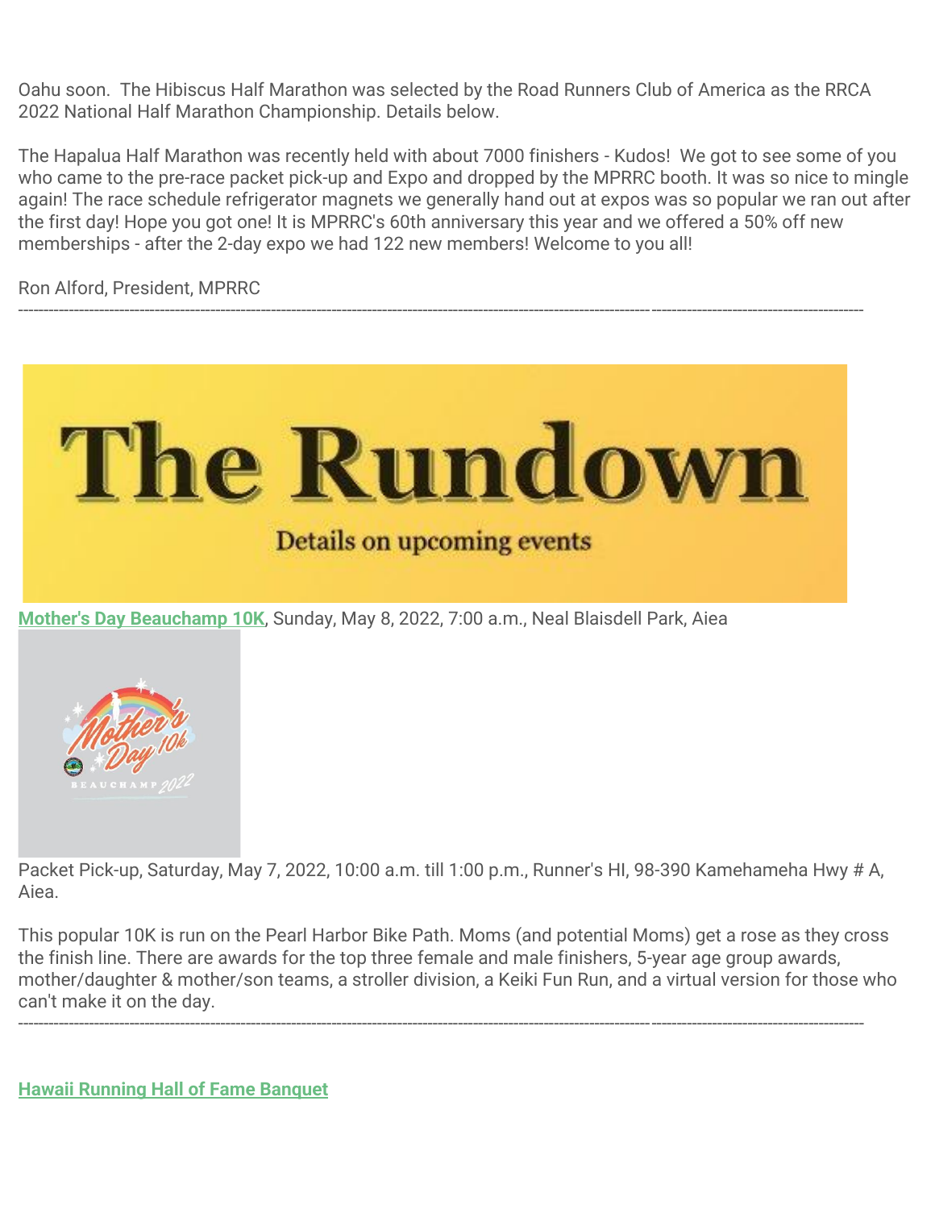Oahu soon. The Hibiscus Half Marathon was selected by the Road Runners Club of America as the RRCA 2022 National Half Marathon Championship. Details below.

The Hapalua Half Marathon was recently held with about 7000 finishers - Kudos! We got to see some of you who came to the pre-race packet pick-up and Expo and dropped by the MPRRC booth. It was so nice to mingle again! The race schedule refrigerator magnets we generally hand out at expos was so popular we ran out after the first day! Hope you got one! It is MPRRC's 60th anniversary this year and we offered a 50% off new memberships - after the 2-day expo we had 122 new members! Welcome to you all!

Ron Alford, President, MPRRC

---

# The Rundown

Details on upcoming events

**Mother's Day Beauchamp 10K**, Sunday, May 8, 2022, 7:00 a.m., Neal Blaisdell Park, Aiea

Packet Pick-up, Saturday, May 7, 2022, 10:00 a.m. till 1:00 p.m., Runner's HI, 98-390 Kamehameha Hwy # A, Aiea.

This popular 10K is run on the Pearl Harbor Bike Path. Moms (and potential Moms) get a rose as they cross the finish line. There are awards for the top three female and male finishers, 5-year age group awards, mother/daughter & mother/son teams, a stroller division, a Keiki Fun Run, and a virtual version for those who can't make it on the day.

---

**Hawaii Running Hall of Fame Banquet**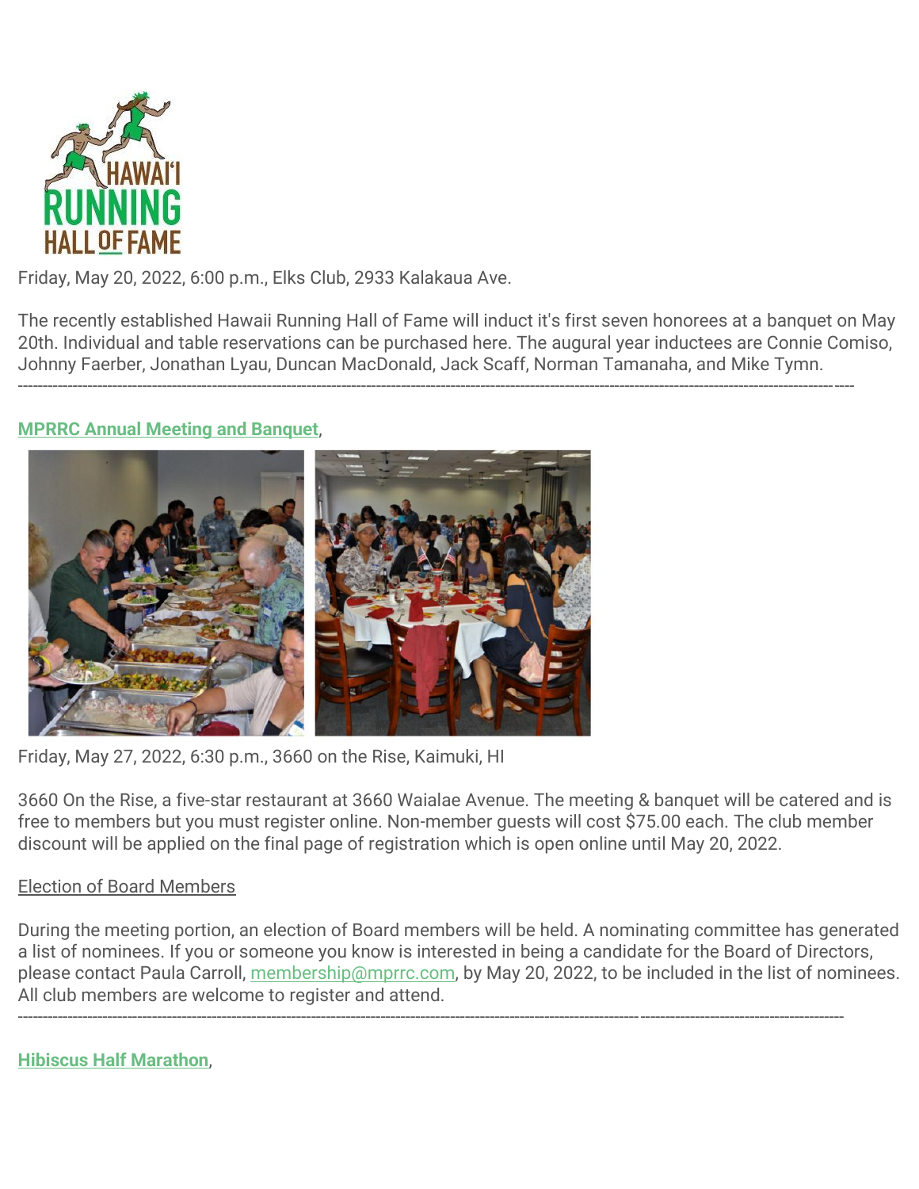Friday, May 20, 2022, 6:00 p.m., Elks Club, 2933 Kalakaua Ave.

The recently established Hawaii Running Hall of Fame will induct it's first seven honorees at a banquet on May 20th. Individual and table reservations can be purchased here. The augural year inductees are Connie Comiso, Johnny Faerber, Jonathan Lyau, Duncan MacDonald, Jack Scaff, Norman Tamanaha, and Mike Tymn.

---

**MPRRC Annual Meeting and Banquet**,

Friday, May 27, 2022, 6:30 p.m., 3660 on the Rise, Kaimuki, HI

3660 On the Rise, a five-star restaurant at 3660 Waialae Avenue. The meeting & banquet will be catered and is free to members but you must register online. Non-member guests will cost $75.00 each. The club member discount will be applied on the final page of registration which is open online until May 20, 2022.

Election of Board Members

During the meeting portion, an election of Board members will be held. A nominating committee has generated a list of nominees. If you or someone you know is interested in being a candidate for the Board of Directors, please contact Paula Carroll, membership@mprrc.com, by May 20, 2022, to be included in the list of nominees. All club members are welcome to register and attend.

---

**Hibiscus Half Marathon**,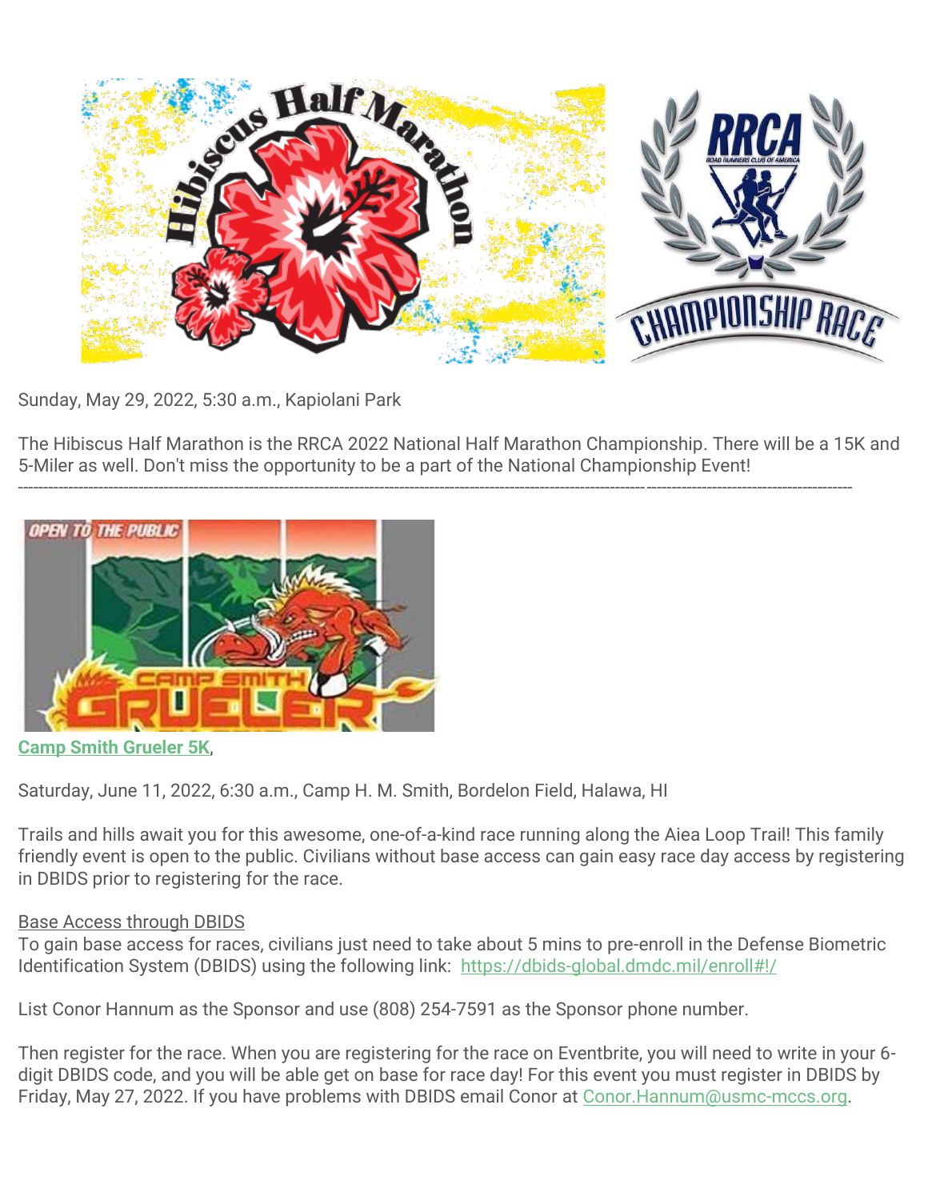Sunday, May 29, 2022, 5:30 a.m., Kapiolani Park

The Hibiscus Half Marathon is the RRCA 2022 National Half Marathon Championship. There will be a 15K and 5-Miler as well. Don't miss the opportunity to be a part of the National Championship Event!

---

**Camp Smith Grueler 5K**,

Saturday, June 11, 2022, 6:30 a.m., Camp H. M. Smith, Bordelon Field, Halawa, HI

Trails and hills await you for this awesome, one-of-a-kind race running along the Aiea Loop Trail! This family friendly event is open to the public. Civilians without base access can gain easy race day access by registering in DBIDS prior to registering for the race.

Base Access through DBIDS
To gain base access for races, civilians just need to take about 5 mins to pre-enroll in the Defense Biometric Identification System (DBIDS) using the following link: https://dbids-global.dmdc.mil/enroll#!/

List Conor Hannum as the Sponsor and use (808) 254-7591 as the Sponsor phone number.

Then register for the race. When you are registering for the race on Eventbrite, you will need to write in your 6-digit DBIDS code, and you will be able get on base for race day! For this event you must register in DBIDS by Friday, May 27, 2022. If you have problems with DBIDS email Conor at Conor.Hannum@usmc-mccs.org.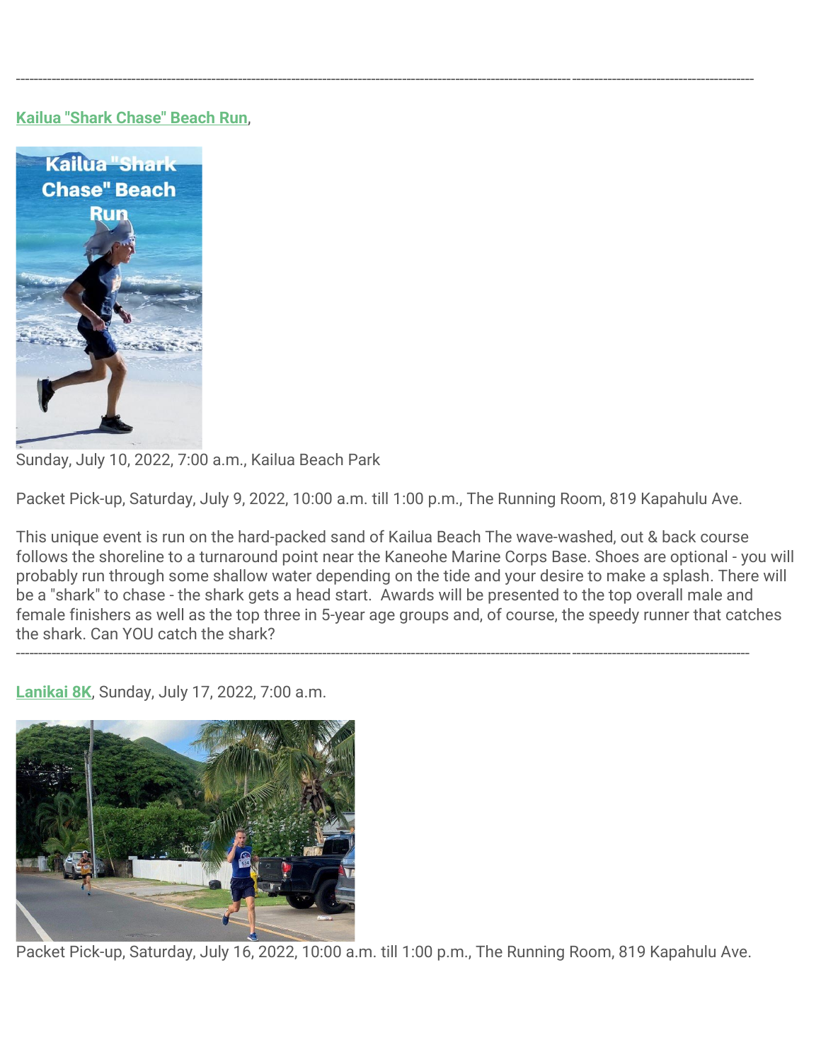---

**Kailua "Shark Chase" Beach Run**,

Sunday, July 10, 2022, 7:00 a.m., Kailua Beach Park

Packet Pick-up, Saturday, July 9, 2022, 10:00 a.m. till 1:00 p.m., The Running Room, 819 Kapahulu Ave.

This unique event is run on the hard-packed sand of Kailua Beach The wave-washed, out & back course follows the shoreline to a turnaround point near the Kaneohe Marine Corps Base. Shoes are optional - you will probably run through some shallow water depending on the tide and your desire to make a splash. There will be a "shark" to chase - the shark gets a head start. Awards will be presented to the top overall male and female finishers as well as the top three in 5-year age groups and, of course, the speedy runner that catches the shark. Can YOU catch the shark?

---

**Lanikai 8K**, Sunday, July 17, 2022, 7:00 a.m.

Packet Pick-up, Saturday, July 16, 2022, 10:00 a.m. till 1:00 p.m., The Running Room, 819 Kapahulu Ave.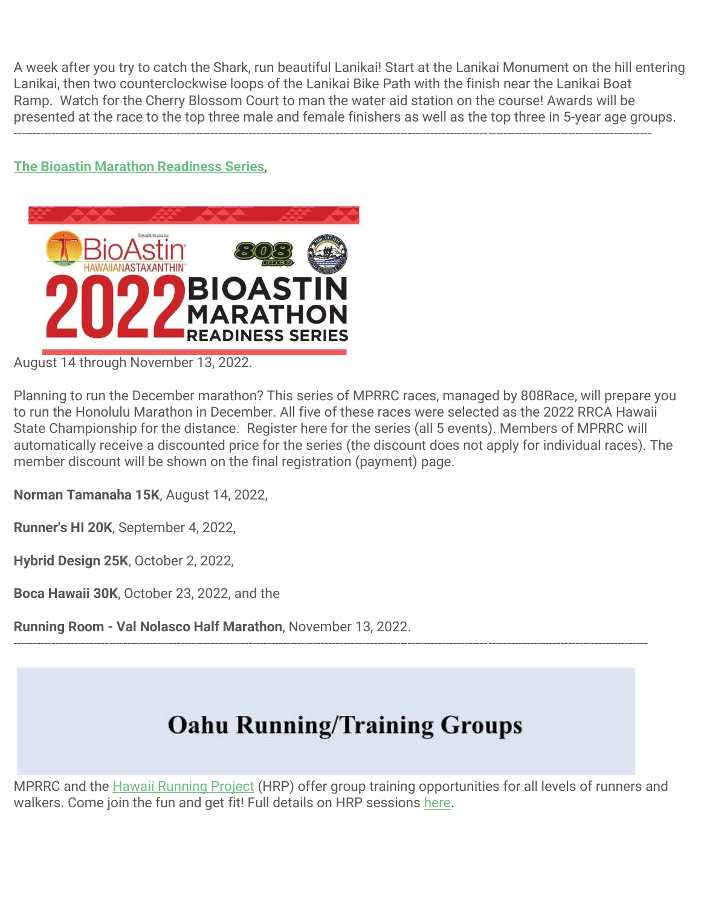A week after you try to catch the Shark, run beautiful Lanikai! Start at the Lanikai Monument on the hill entering Lanikai, then two counterclockwise loops of the Lanikai Bike Path with the finish near the Lanikai Boat Ramp. Watch for the Cherry Blossom Court to man the water aid station on the course! Awards will be presented at the race to the top three male and female finishers as well as the top three in 5-year age groups.

---

**The Bioastin Marathon Readiness Series**,

August 14 through November 13, 2022.

Planning to run the December marathon? This series of MPRRC races, managed by 808Race, will prepare you to run the Honolulu Marathon in December. All five of these races were selected as the 2022 RRCA Hawaii State Championship for the distance. Register here for the series (all 5 events). Members of MPRRC will automatically receive a discounted price for the series (the discount does not apply for individual races). The member discount will be shown on the final registration (payment) page.

**Norman Tamanaha 15K**, August 14, 2022,

**Runner's HI 20K**, September 4, 2022,

**Hybrid Design 25K**, October 2, 2022,

**Boca Hawaii 30K**, October 23, 2022, and the

**Running Room - Val Nolasco Half Marathon**, November 13, 2022.

---

## Oahu Running/Training Groups

MPRRC and the Hawaii Running Project (HRP) offer group training opportunities for all levels of runners and walkers. Come join the fun and get fit! Full details on HRP sessions here.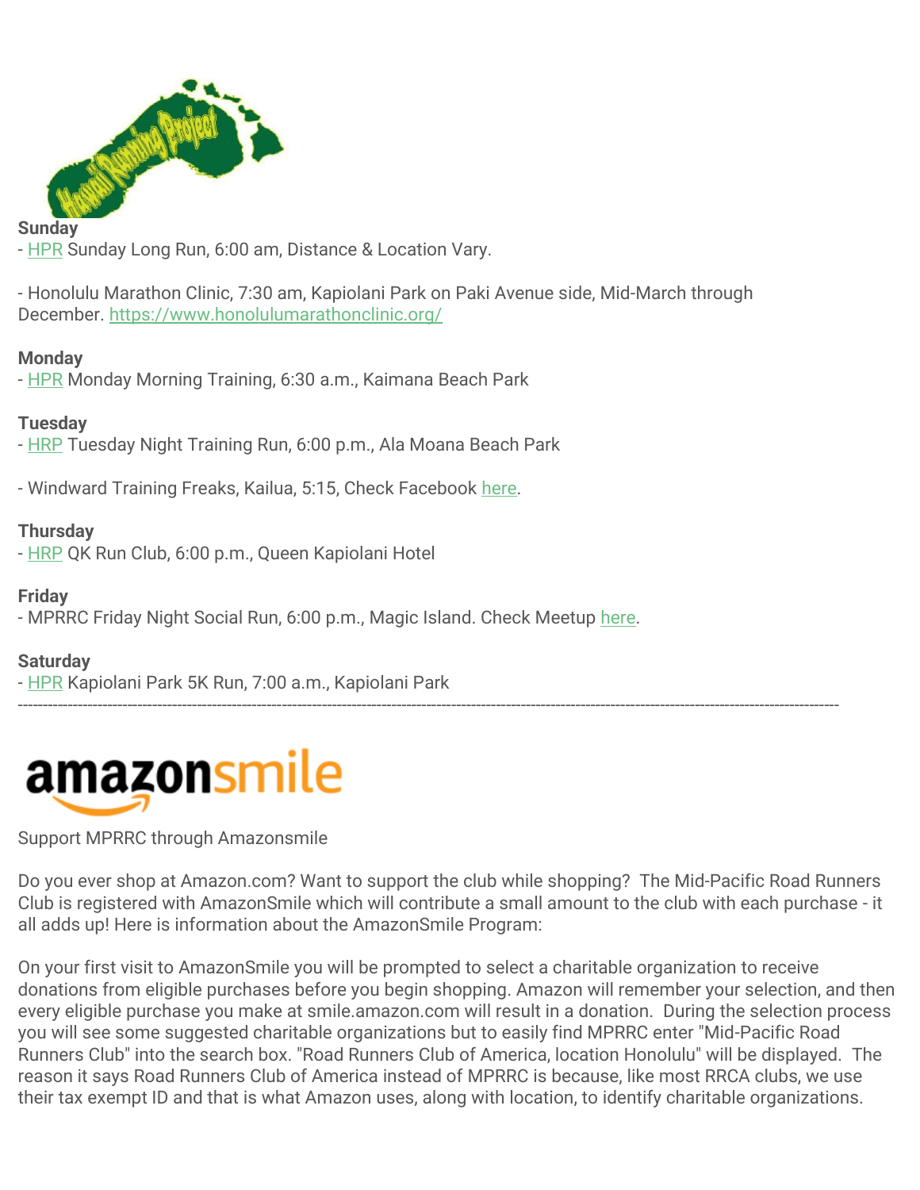**Sunday**
- HPR Sunday Long Run, 6:00 am, Distance & Location Vary.

- Honolulu Marathon Clinic, 7:30 am, Kapiolani Park on Paki Avenue side, Mid-March through December. https://www.honolulumarathonclinic.org/

**Monday**
- HPR Monday Morning Training, 6:30 a.m., Kaimana Beach Park

**Tuesday**
- HRP Tuesday Night Training Run, 6:00 p.m., Ala Moana Beach Park

- Windward Training Freaks, Kailua, 5:15, Check Facebook here.

**Thursday**
- HRP QK Run Club, 6:00 p.m., Queen Kapiolani Hotel

**Friday**
- MPRRC Friday Night Social Run, 6:00 p.m., Magic Island. Check Meetup here.

**Saturday**
- HPR Kapiolani Park 5K Run, 7:00 a.m., Kapiolani Park

---

Support MPRRC through Amazonsmile

Do you ever shop at Amazon.com? Want to support the club while shopping? The Mid-Pacific Road Runners Club is registered with AmazonSmile which will contribute a small amount to the club with each purchase - it all adds up! Here is information about the AmazonSmile Program:

On your first visit to AmazonSmile you will be prompted to select a charitable organization to receive donations from eligible purchases before you begin shopping. Amazon will remember your selection, and then every eligible purchase you make at smile.amazon.com will result in a donation. During the selection process you will see some suggested charitable organizations but to easily find MPRRC enter "Mid-Pacific Road Runners Club" into the search box. "Road Runners Club of America, location Honolulu" will be displayed. The reason it says Road Runners Club of America instead of MPRRC is because, like most RRCA clubs, we use their tax exempt ID and that is what Amazon uses, along with location, to identify charitable organizations.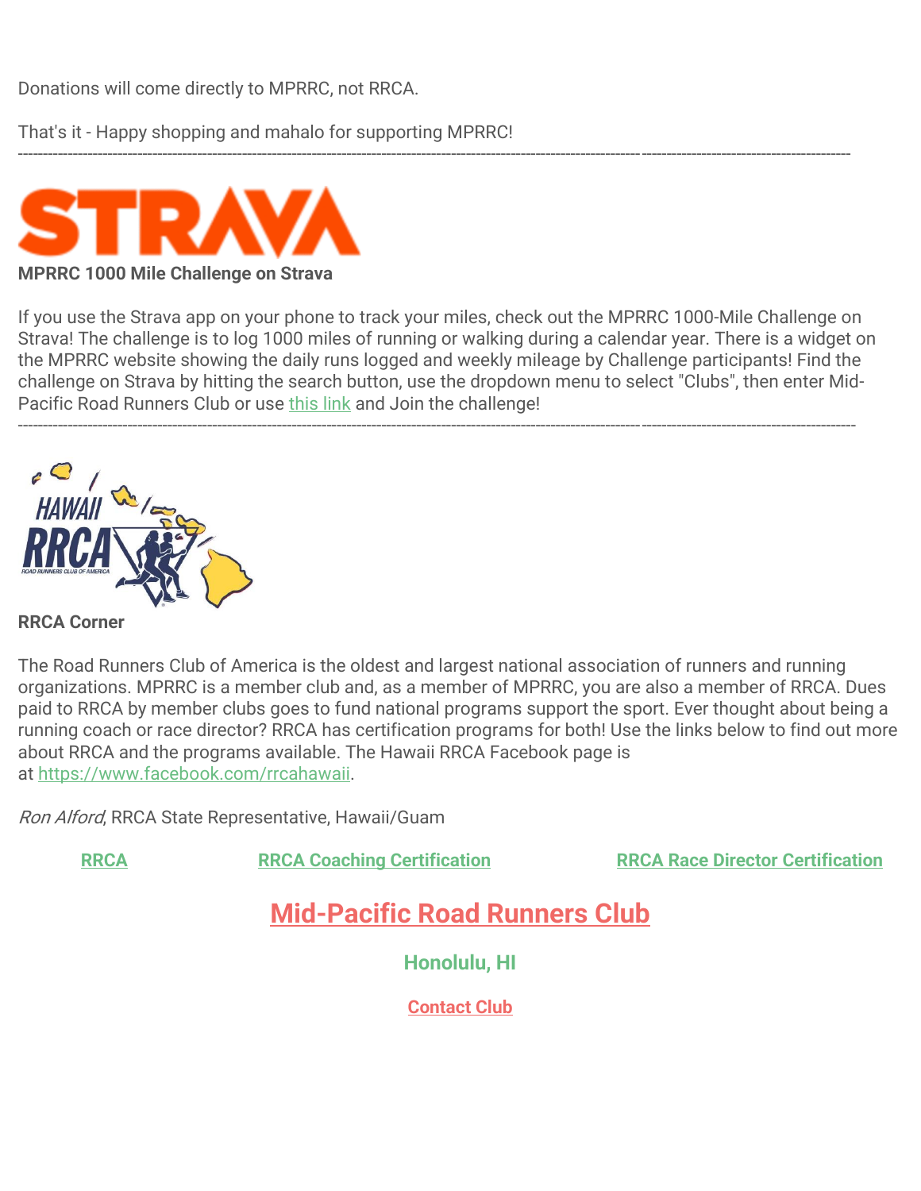Donations will come directly to MPRRC, not RRCA.

That's it - Happy shopping and mahalo for supporting MPRRC!

---

**MPRRC 1000 Mile Challenge on Strava**

If you use the Strava app on your phone to track your miles, check out the MPRRC 1000-Mile Challenge on Strava! The challenge is to log 1000 miles of running or walking during a calendar year. There is a widget on the MPRRC website showing the daily runs logged and weekly mileage by Challenge participants! Find the challenge on Strava by hitting the search button, use the dropdown menu to select "Clubs", then enter Mid-Pacific Road Runners Club or use this link and Join the challenge!

---

**RRCA Corner**

The Road Runners Club of America is the oldest and largest national association of runners and running organizations. MPRRC is a member club and, as a member of MPRRC, you are also a member of RRCA. Dues paid to RRCA by member clubs goes to fund national programs support the sport. Ever thought about being a running coach or race director? RRCA has certification programs for both! Use the links below to find out more about RRCA and the programs available. The Hawaii RRCA Facebook page is at https://www.facebook.com/rrcahawaii.

*Ron Alford*, RRCA State Representative, Hawaii/Guam

**RRCA** **RRCA Coaching Certification** **RRCA Race Director Certification**

## Mid-Pacific Road Runners Club

**Honolulu, HI**

**Contact Club**